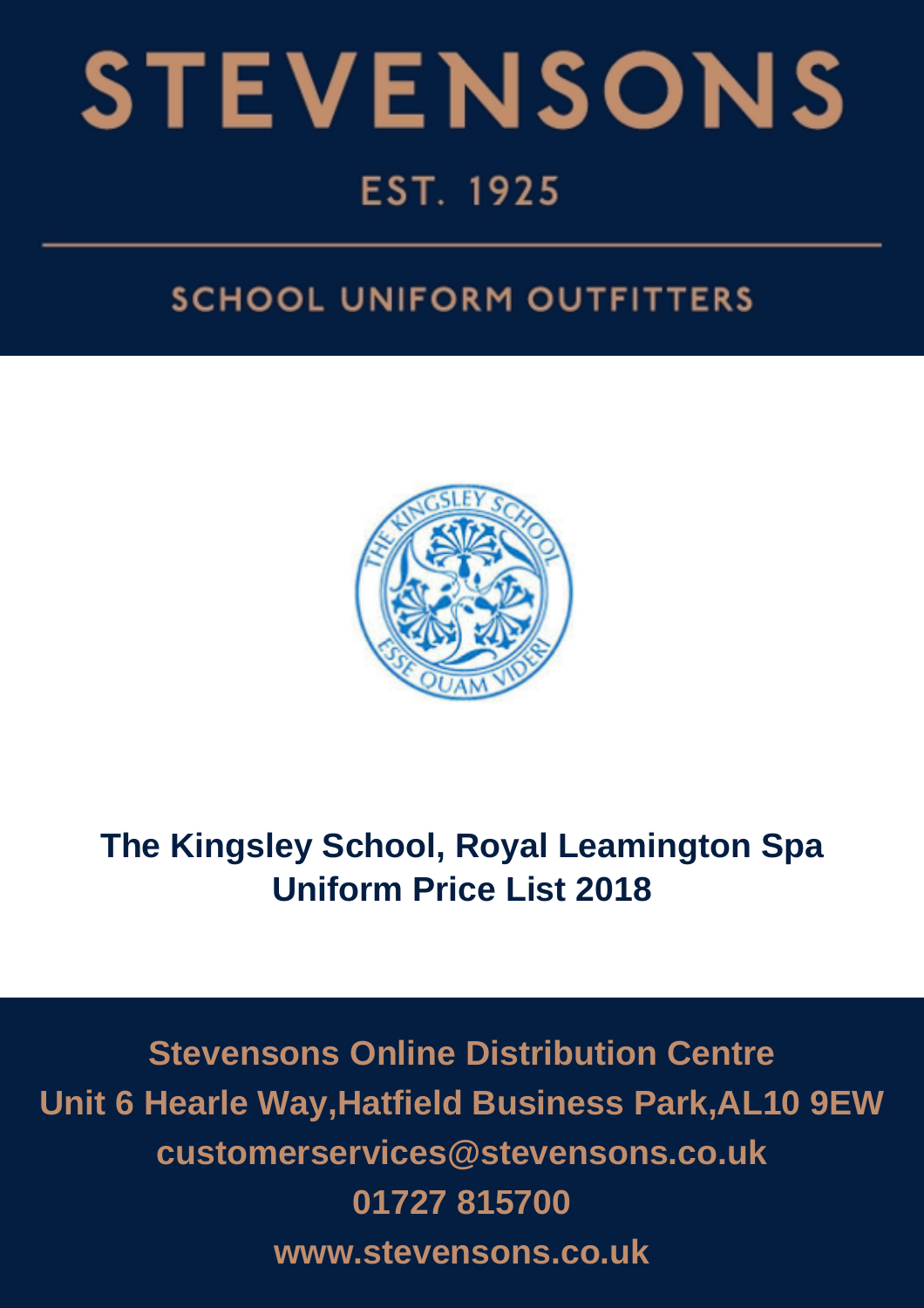# STEVENSONS

EST. 1925

SCHOOL UNIFORM OUTFITTERS

## The Kingsley School, Royal Leamington Spa
## Uniform Price List 2018

**Stevensons Online Distribution Centre**
**Unit 6 Hearle Way,Hatfield Business Park,AL10 9EW**
**customerservices@stevensons.co.uk**
**01727 815700**
**www.stevensons.co.uk**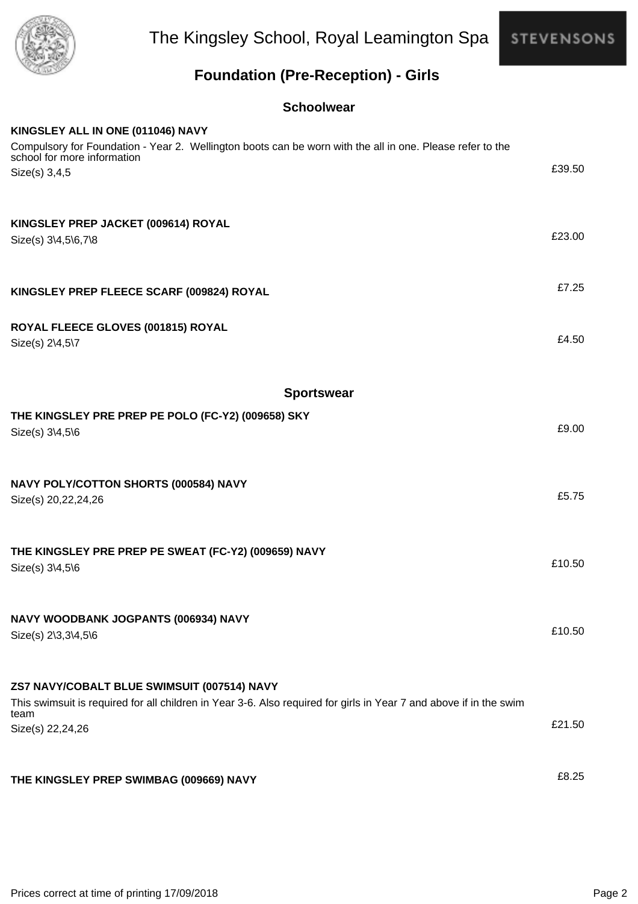# The Kingsley School, Royal Leamington Spa

## Foundation (Pre-Reception) - Girls

### Schoolwear

**KINGSLEY ALL IN ONE (011046) NAVY**

Compulsory for Foundation - Year 2. Wellington boots can be worn with the all in one. Please refer to the school for more information

Size(s) 3,4,5

£39.50

**KINGSLEY PREP JACKET (009614) ROYAL**

Size(s) 3\4,5\6,7\8

£23.00

**KINGSLEY PREP FLEECE SCARF (009824) ROYAL**

£7.25

**ROYAL FLEECE GLOVES (001815) ROYAL**

Size(s) 2\4,5\7

£4.50

### Sportswear

**THE KINGSLEY PRE PREP PE POLO (FC-Y2) (009658) SKY**

Size(s) 3\4,5\6

£9.00

**NAVY POLY/COTTON SHORTS (000584) NAVY**

Size(s) 20,22,24,26

£5.75

**THE KINGSLEY PRE PREP PE SWEAT (FC-Y2) (009659) NAVY**

Size(s) 3\4,5\6

£10.50

**NAVY WOODBANK JOGPANTS (006934) NAVY**

Size(s) 2\3,3\4,5\6

£10.50

**ZS7 NAVY/COBALT BLUE SWIMSUIT (007514) NAVY**

This swimsuit is required for all children in Year 3-6. Also required for girls in Year 7 and above if in the swim team

Size(s) 22,24,26

£21.50

**THE KINGSLEY PREP SWIMBAG (009669) NAVY**

£8.25

Prices correct at time of printing 17/09/2018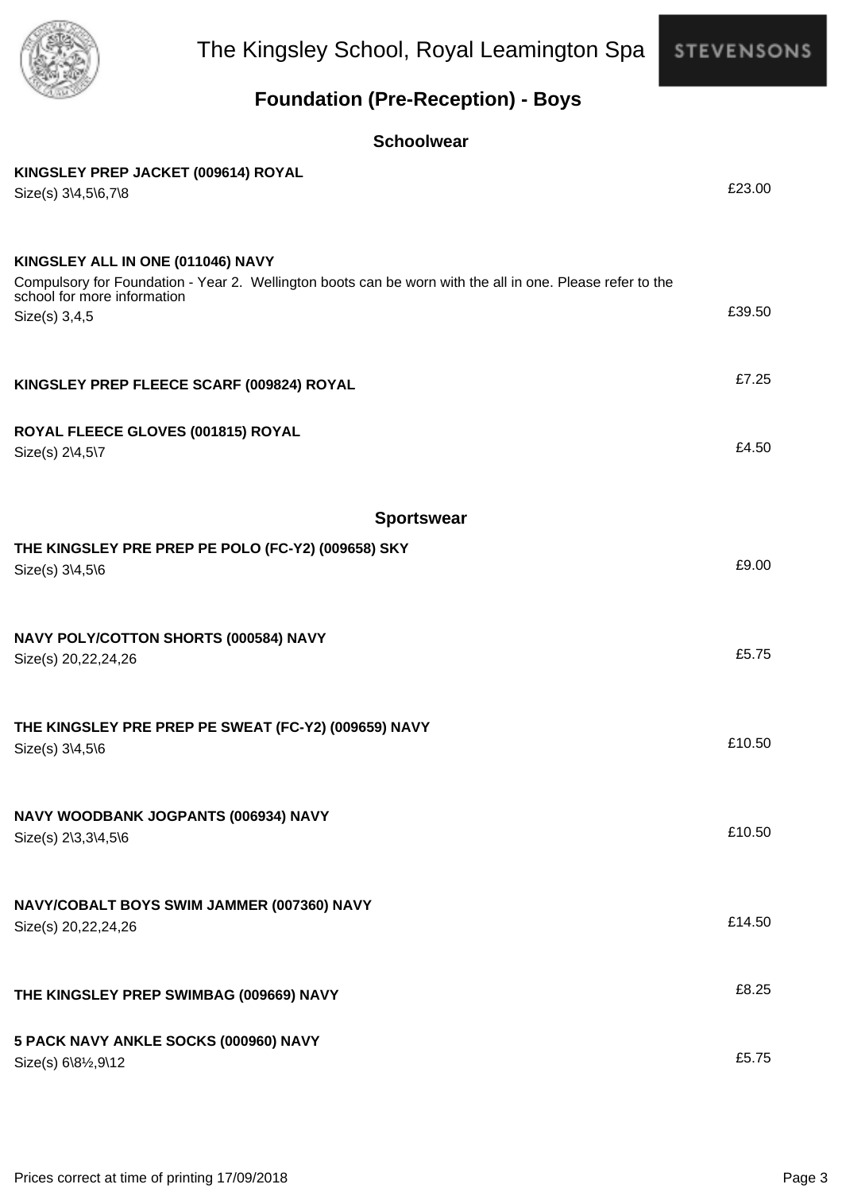# The Kingsley School, Royal Leamington Spa

STEVENSONS

## Foundation (Pre-Reception) - Boys

### Schoolwear

**KINGSLEY PREP JACKET (009614) ROYAL**
Size(s) 3\4,5\6,7\8 — £23.00

**KINGSLEY ALL IN ONE (011046) NAVY**
Compulsory for Foundation - Year 2. Wellington boots can be worn with the all in one. Please refer to the school for more information
Size(s) 3,4,5 — £39.50

**KINGSLEY PREP FLEECE SCARF (009824) ROYAL** — £7.25

**ROYAL FLEECE GLOVES (001815) ROYAL**
Size(s) 2\4,5\7 — £4.50

### Sportswear

**THE KINGSLEY PRE PREP PE POLO (FC-Y2) (009658) SKY**
Size(s) 3\4,5\6 — £9.00

**NAVY POLY/COTTON SHORTS (000584) NAVY**
Size(s) 20,22,24,26 — £5.75

**THE KINGSLEY PRE PREP PE SWEAT (FC-Y2) (009659) NAVY**
Size(s) 3\4,5\6 — £10.50

**NAVY WOODBANK JOGPANTS (006934) NAVY**
Size(s) 2\3,3\4,5\6 — £10.50

**NAVY/COBALT BOYS SWIM JAMMER (007360) NAVY**
Size(s) 20,22,24,26 — £14.50

**THE KINGSLEY PREP SWIMBAG (009669) NAVY** — £8.25

**5 PACK NAVY ANKLE SOCKS (000960) NAVY**
Size(s) 6\8½,9\12 — £5.75

Prices correct at time of printing 17/09/2018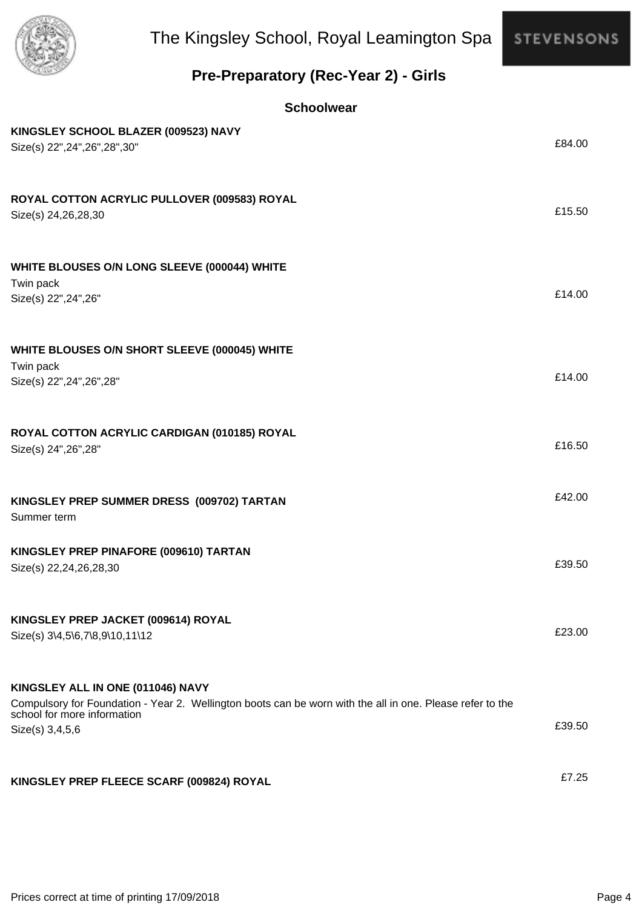# The Kingsley School, Royal Leamington Spa

STEVENSONS

## Pre-Preparatory (Rec-Year 2) - Girls

### Schoolwear

**KINGSLEY SCHOOL BLAZER (009523) NAVY**
Size(s) 22",24",26",28",30"
£84.00

**ROYAL COTTON ACRYLIC PULLOVER (009583) ROYAL**
Size(s) 24,26,28,30
£15.50

**WHITE BLOUSES O/N LONG SLEEVE (000044) WHITE**
Twin pack
Size(s) 22",24",26"
£14.00

**WHITE BLOUSES O/N SHORT SLEEVE (000045) WHITE**
Twin pack
Size(s) 22",24",26",28"
£14.00

**ROYAL COTTON ACRYLIC CARDIGAN (010185) ROYAL**
Size(s) 24",26",28"
£16.50

**KINGSLEY PREP SUMMER DRESS (009702) TARTAN**
Summer term
£42.00

**KINGSLEY PREP PINAFORE (009610) TARTAN**
Size(s) 22,24,26,28,30
£39.50

**KINGSLEY PREP JACKET (009614) ROYAL**
Size(s) 3\4,5\6,7\8,9\10,11\12
£23.00

**KINGSLEY ALL IN ONE (011046) NAVY**
Compulsory for Foundation - Year 2. Wellington boots can be worn with the all in one. Please refer to the school for more information
Size(s) 3,4,5,6
£39.50

**KINGSLEY PREP FLEECE SCARF (009824) ROYAL**
£7.25

Prices correct at time of printing 17/09/2018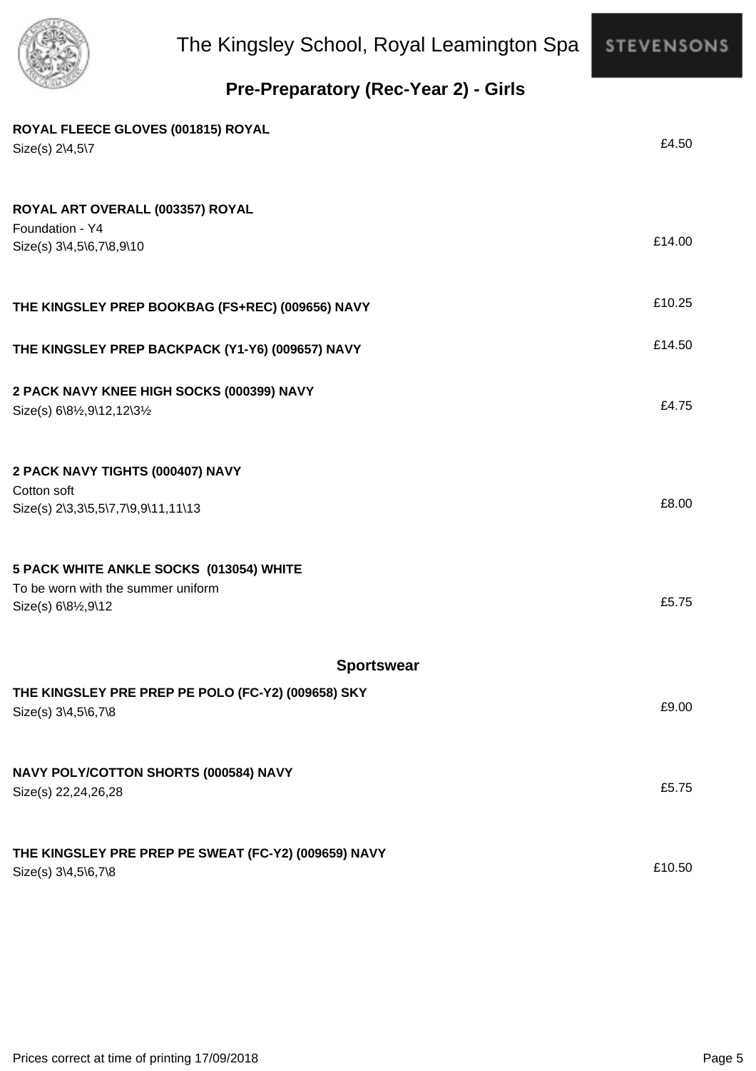## Pre-Preparatory (Rec-Year 2) - Girls

**ROYAL FLEECE GLOVES (001815) ROYAL**
Size(s) 2\4,5\7

£4.50

**ROYAL ART OVERALL (003357) ROYAL**
Foundation - Y4
Size(s) 3\4,5\6,7\8,9\10

£14.00

**THE KINGSLEY PREP BOOKBAG (FS+REC) (009656) NAVY**

£10.25

**THE KINGSLEY PREP BACKPACK (Y1-Y6) (009657) NAVY**

£14.50

**2 PACK NAVY KNEE HIGH SOCKS (000399) NAVY**
Size(s) 6\8½,9\12,12\3½

£4.75

**2 PACK NAVY TIGHTS (000407) NAVY**
Cotton soft
Size(s) 2\3,3\5,5\7,7\9,9\11,11\13

£8.00

**5 PACK WHITE ANKLE SOCKS (013054) WHITE**
To be worn with the summer uniform
Size(s) 6\8½,9\12

£5.75

### Sportswear

**THE KINGSLEY PRE PREP PE POLO (FC-Y2) (009658) SKY**
Size(s) 3\4,5\6,7\8

£9.00

**NAVY POLY/COTTON SHORTS (000584) NAVY**
Size(s) 22,24,26,28

£5.75

**THE KINGSLEY PRE PREP PE SWEAT (FC-Y2) (009659) NAVY**
Size(s) 3\4,5\6,7\8

£10.50

Prices correct at time of printing 17/09/2018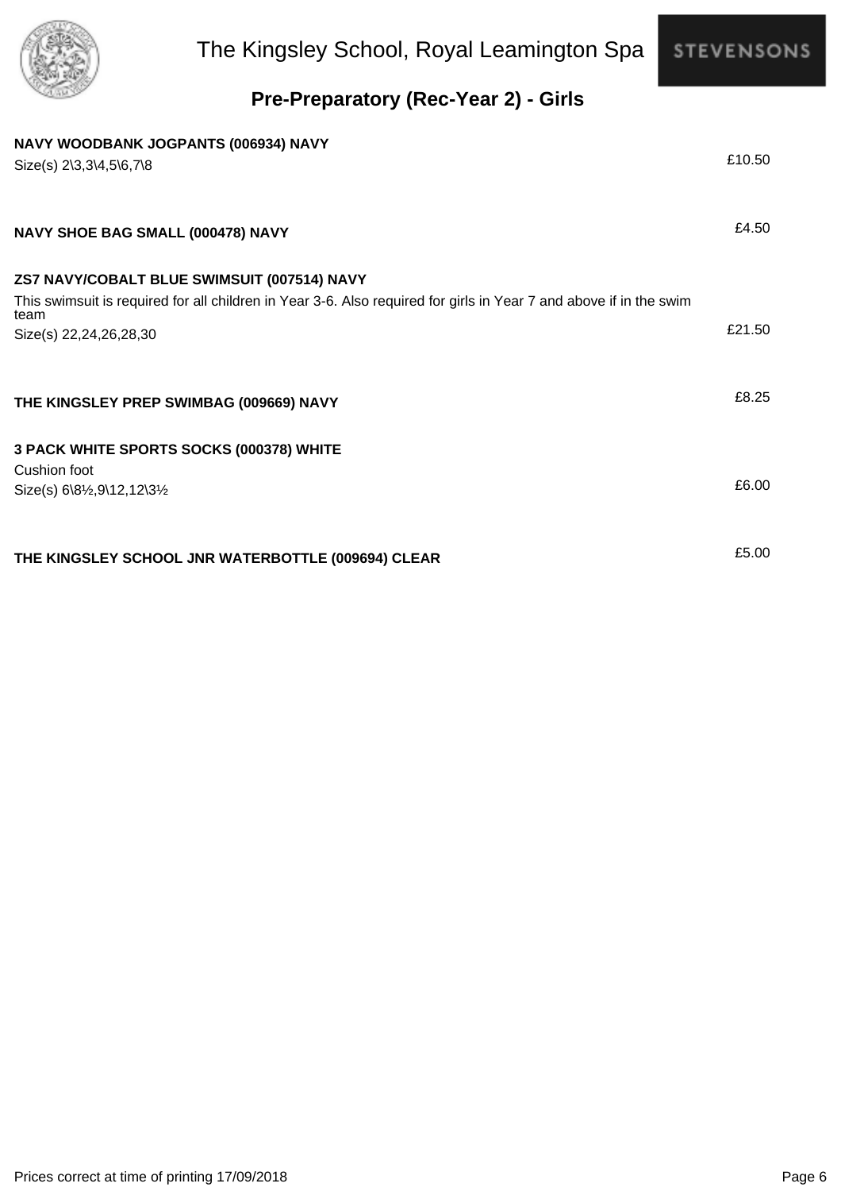# The Kingsley School, Royal Leamington Spa

## Pre-Preparatory (Rec-Year 2) - Girls

**NAVY WOODBANK JOGPANTS (006934) NAVY**
Size(s) 2\3,3\4,5\6,7\8
£10.50

**NAVY SHOE BAG SMALL (000478) NAVY**
£4.50

**ZS7 NAVY/COBALT BLUE SWIMSUIT (007514) NAVY**
This swimsuit is required for all children in Year 3-6. Also required for girls in Year 7 and above if in the swim team
Size(s) 22,24,26,28,30
£21.50

**THE KINGSLEY PREP SWIMBAG (009669) NAVY**
£8.25

**3 PACK WHITE SPORTS SOCKS (000378) WHITE**
Cushion foot
Size(s) 6\8½,9\12,12\3½
£6.00

**THE KINGSLEY SCHOOL JNR WATERBOTTLE (009694) CLEAR**
£5.00

Prices correct at time of printing 17/09/2018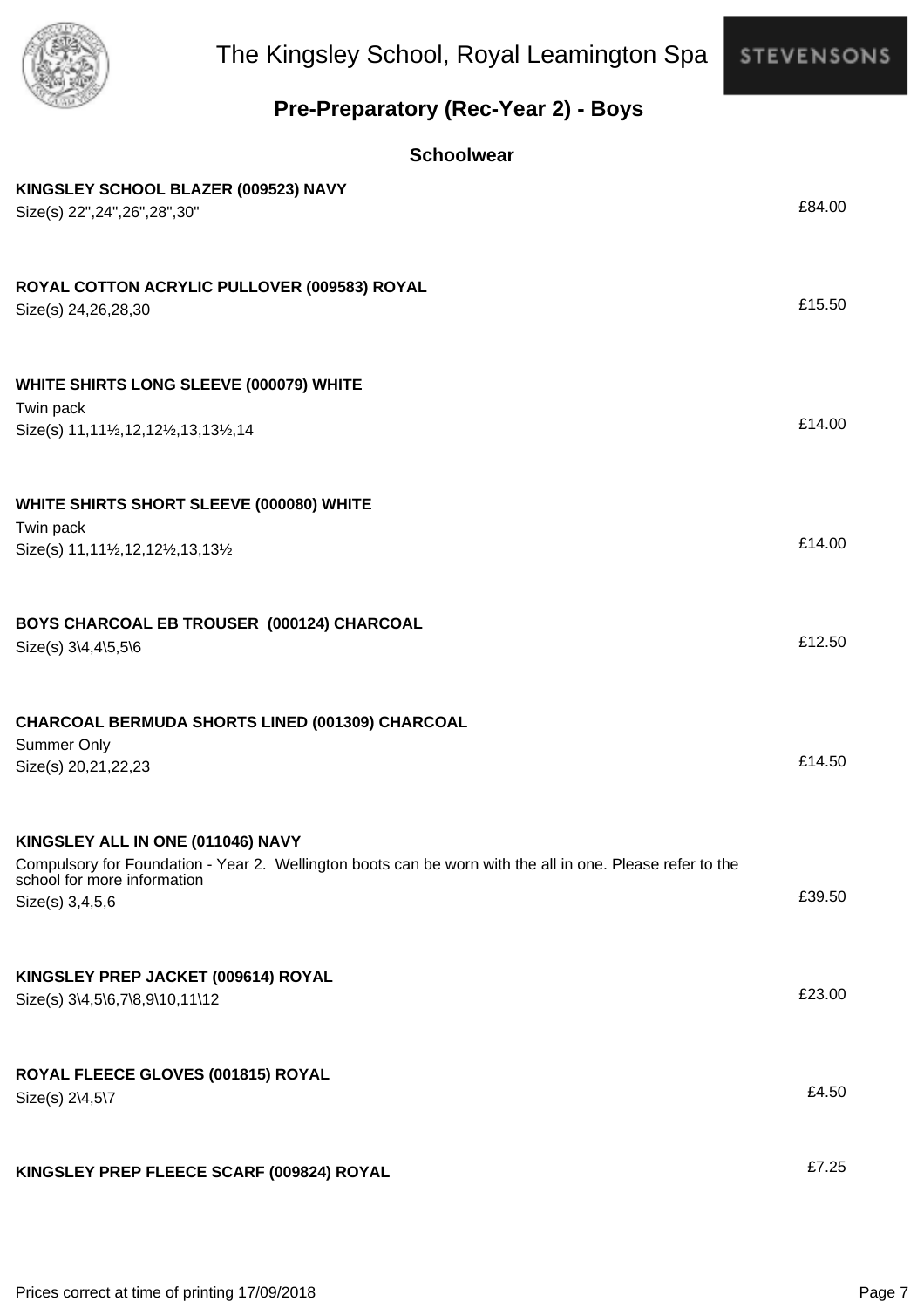# The Kingsley School, Royal Leamington Spa

STEVENSONS

## Pre-Preparatory (Rec-Year 2) - Boys

### Schoolwear

**KINGSLEY SCHOOL BLAZER (009523) NAVY**
Size(s) 22",24",26",28",30"
£84.00

**ROYAL COTTON ACRYLIC PULLOVER (009583) ROYAL**
Size(s) 24,26,28,30
£15.50

**WHITE SHIRTS LONG SLEEVE (000079) WHITE**
Twin pack
Size(s) 11,11½,12,12½,13,13½,14
£14.00

**WHITE SHIRTS SHORT SLEEVE (000080) WHITE**
Twin pack
Size(s) 11,11½,12,12½,13,13½
£14.00

**BOYS CHARCOAL EB TROUSER (000124) CHARCOAL**
Size(s) 3\4,4\5,5\6
£12.50

**CHARCOAL BERMUDA SHORTS LINED (001309) CHARCOAL**
Summer Only
Size(s) 20,21,22,23
£14.50

**KINGSLEY ALL IN ONE (011046) NAVY**
Compulsory for Foundation - Year 2. Wellington boots can be worn with the all in one. Please refer to the school for more information
Size(s) 3,4,5,6
£39.50

**KINGSLEY PREP JACKET (009614) ROYAL**
Size(s) 3\4,5\6,7\8,9\10,11\12
£23.00

**ROYAL FLEECE GLOVES (001815) ROYAL**
Size(s) 2\4,5\7
£4.50

**KINGSLEY PREP FLEECE SCARF (009824) ROYAL**
£7.25

Prices correct at time of printing 17/09/2018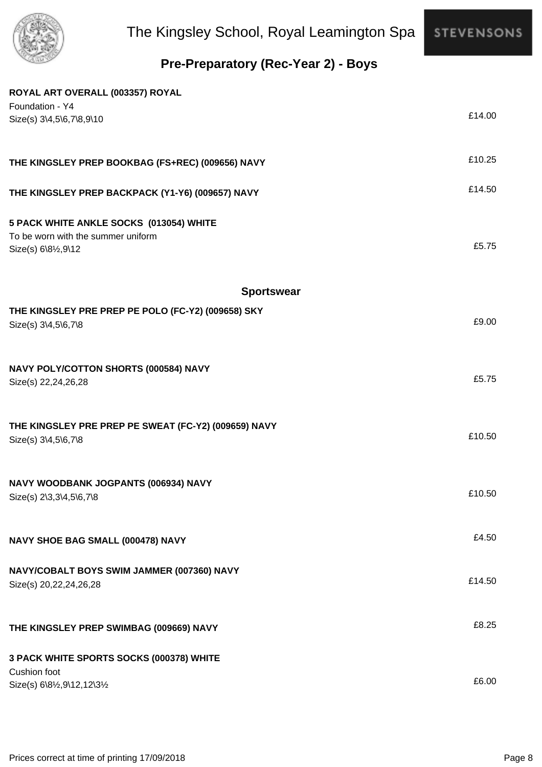## Pre-Preparatory (Rec-Year 2) - Boys

**ROYAL ART OVERALL (003357) ROYAL**
Foundation - Y4
Size(s) 3\4,5\6,7\8,9\10 — £14.00

**THE KINGSLEY PREP BOOKBAG (FS+REC) (009656) NAVY** — £10.25

**THE KINGSLEY PREP BACKPACK (Y1-Y6) (009657) NAVY** — £14.50

**5 PACK WHITE ANKLE SOCKS (013054) WHITE**
To be worn with the summer uniform
Size(s) 6\8½,9\12 — £5.75

### Sportswear

**THE KINGSLEY PRE PREP PE POLO (FC-Y2) (009658) SKY**
Size(s) 3\4,5\6,7\8 — £9.00

**NAVY POLY/COTTON SHORTS (000584) NAVY**
Size(s) 22,24,26,28 — £5.75

**THE KINGSLEY PRE PREP PE SWEAT (FC-Y2) (009659) NAVY**
Size(s) 3\4,5\6,7\8 — £10.50

**NAVY WOODBANK JOGPANTS (006934) NAVY**
Size(s) 2\3,3\4,5\6,7\8 — £10.50

**NAVY SHOE BAG SMALL (000478) NAVY** — £4.50

**NAVY/COBALT BOYS SWIM JAMMER (007360) NAVY**
Size(s) 20,22,24,26,28 — £14.50

**THE KINGSLEY PREP SWIMBAG (009669) NAVY** — £8.25

**3 PACK WHITE SPORTS SOCKS (000378) WHITE**
Cushion foot
Size(s) 6\8½,9\12,12\3½ — £6.00

Prices correct at time of printing 17/09/2018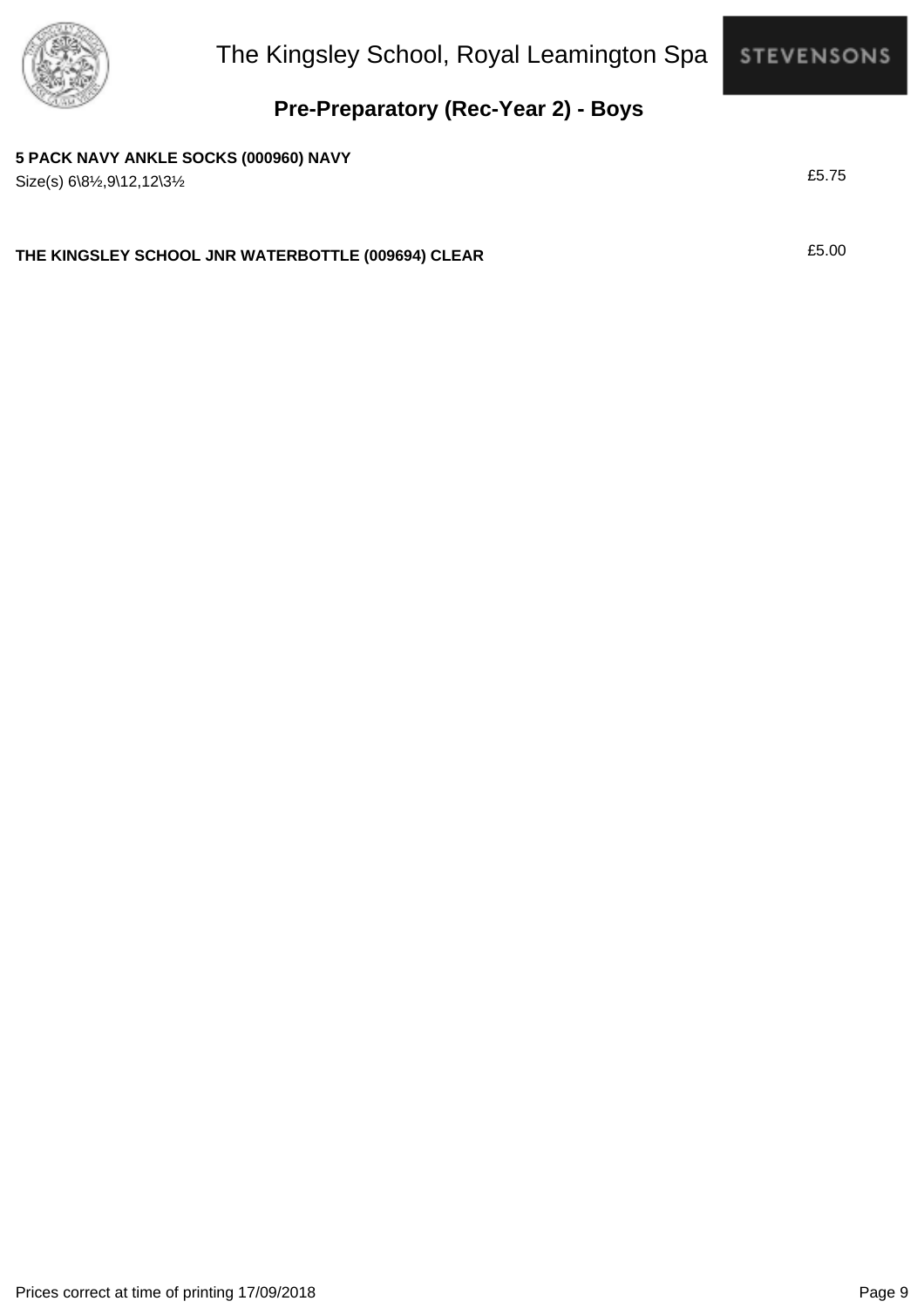# The Kingsley School, Royal Leamington Spa

## Pre-Preparatory (Rec-Year 2) - Boys

**5 PACK NAVY ANKLE SOCKS (000960) NAVY**
Size(s) 6\8½,9\12,12\3½

£5.75

**THE KINGSLEY SCHOOL JNR WATERBOTTLE (009694) CLEAR**

£5.00

Prices correct at time of printing 17/09/2018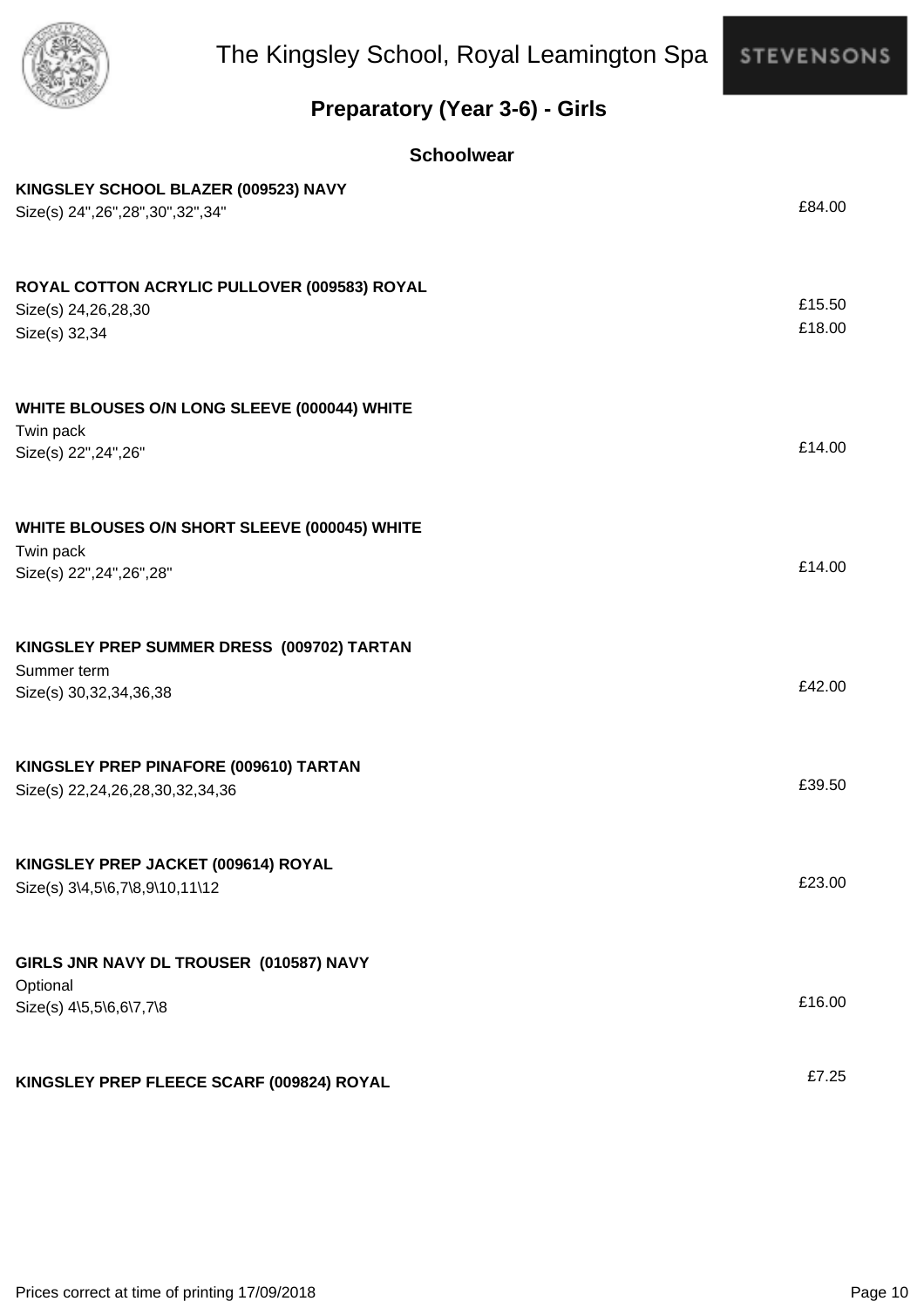# The Kingsley School, Royal Leamington Spa

STEVENSONS

## Preparatory (Year 3-6) - Girls

### Schoolwear

**KINGSLEY SCHOOL BLAZER (009523) NAVY**
Size(s) 24",26",28",30",32",34" — £84.00

**ROYAL COTTON ACRYLIC PULLOVER (009583) ROYAL**
Size(s) 24,26,28,30 — £15.50
Size(s) 32,34 — £18.00

**WHITE BLOUSES O/N LONG SLEEVE (000044) WHITE**
Twin pack
Size(s) 22",24",26" — £14.00

**WHITE BLOUSES O/N SHORT SLEEVE (000045) WHITE**
Twin pack
Size(s) 22",24",26",28" — £14.00

**KINGSLEY PREP SUMMER DRESS (009702) TARTAN**
Summer term
Size(s) 30,32,34,36,38 — £42.00

**KINGSLEY PREP PINAFORE (009610) TARTAN**
Size(s) 22,24,26,28,30,32,34,36 — £39.50

**KINGSLEY PREP JACKET (009614) ROYAL**
Size(s) 3\4,5\6,7\8,9\10,11\12 — £23.00

**GIRLS JNR NAVY DL TROUSER (010587) NAVY**
Optional
Size(s) 4\5,5\6,6\7,7\8 — £16.00

**KINGSLEY PREP FLEECE SCARF (009824) ROYAL** — £7.25

Prices correct at time of printing 17/09/2018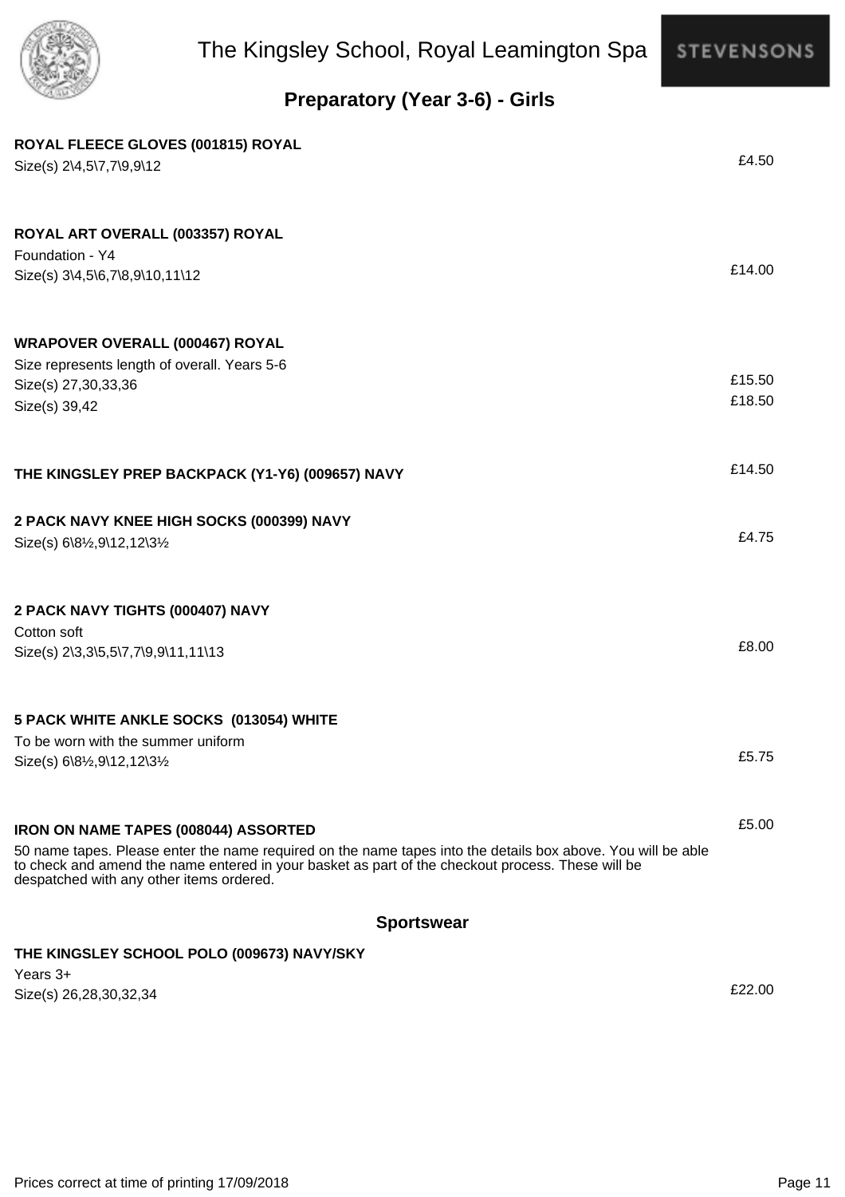# The Kingsley School, Royal Leamington Spa

STEVENSONS

## Preparatory (Year 3-6) - Girls

**ROYAL FLEECE GLOVES (001815) ROYAL**
Size(s) 2\4,5\7,7\9,9\12 — £4.50

**ROYAL ART OVERALL (003357) ROYAL**
Foundation - Y4
Size(s) 3\4,5\6,7\8,9\10,11\12 — £14.00

**WRAPOVER OVERALL (000467) ROYAL**
Size represents length of overall. Years 5-6
Size(s) 27,30,33,36 — £15.50
Size(s) 39,42 — £18.50

**THE KINGSLEY PREP BACKPACK (Y1-Y6) (009657) NAVY** — £14.50

**2 PACK NAVY KNEE HIGH SOCKS (000399) NAVY**
Size(s) 6\8½,9\12,12\3½ — £4.75

**2 PACK NAVY TIGHTS (000407) NAVY**
Cotton soft
Size(s) 2\3,3\5,5\7,7\9,9\11,11\13 — £8.00

**5 PACK WHITE ANKLE SOCKS (013054) WHITE**
To be worn with the summer uniform
Size(s) 6\8½,9\12,12\3½ — £5.75

**IRON ON NAME TAPES (008044) ASSORTED** — £5.00
50 name tapes. Please enter the name required on the name tapes into the details box above. You will be able to check and amend the name entered in your basket as part of the checkout process. These will be despatched with any other items ordered.

### Sportswear

**THE KINGSLEY SCHOOL POLO (009673) NAVY/SKY**
Years 3+
Size(s) 26,28,30,32,34 — £22.00

Prices correct at time of printing 17/09/2018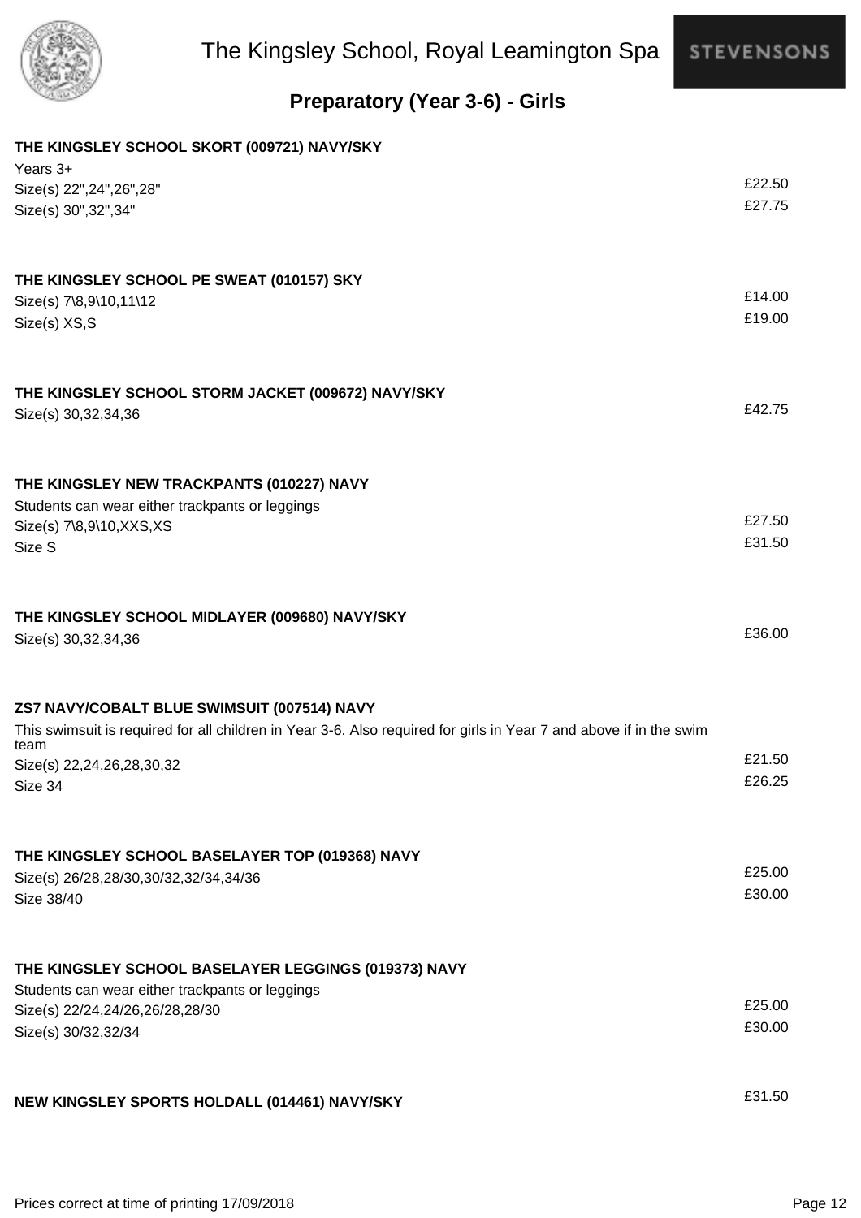## Preparatory (Year 3-6) - Girls

**THE KINGSLEY SCHOOL SKORT (009721) NAVY/SKY**

Years 3+

| | |
|---|---|
| Size(s) 22",24",26",28" | £22.50 |
| Size(s) 30",32",34" | £27.75 |

**THE KINGSLEY SCHOOL PE SWEAT (010157) SKY**

| | |
|---|---|
| Size(s) 7\8,9\10,11\12 | £14.00 |
| Size(s) XS,S | £19.00 |

**THE KINGSLEY SCHOOL STORM JACKET (009672) NAVY/SKY**

| | |
|---|---|
| Size(s) 30,32,34,36 | £42.75 |

**THE KINGSLEY NEW TRACKPANTS (010227) NAVY**

Students can wear either trackpants or leggings

| | |
|---|---|
| Size(s) 7\8,9\10,XXS,XS | £27.50 |
| Size S | £31.50 |

**THE KINGSLEY SCHOOL MIDLAYER (009680) NAVY/SKY**

| | |
|---|---|
| Size(s) 30,32,34,36 | £36.00 |

**ZS7 NAVY/COBALT BLUE SWIMSUIT (007514) NAVY**

This swimsuit is required for all children in Year 3-6. Also required for girls in Year 7 and above if in the swim team

| | |
|---|---|
| Size(s) 22,24,26,28,30,32 | £21.50 |
| Size 34 | £26.25 |

**THE KINGSLEY SCHOOL BASELAYER TOP (019368) NAVY**

| | |
|---|---|
| Size(s) 26/28,28/30,30/32,32/34,34/36 | £25.00 |
| Size 38/40 | £30.00 |

**THE KINGSLEY SCHOOL BASELAYER LEGGINGS (019373) NAVY**

Students can wear either trackpants or leggings

| | |
|---|---|
| Size(s) 22/24,24/26,26/28,28/30 | £25.00 |
| Size(s) 30/32,32/34 | £30.00 |

**NEW KINGSLEY SPORTS HOLDALL (014461) NAVY/SKY** £31.50

Prices correct at time of printing 17/09/2018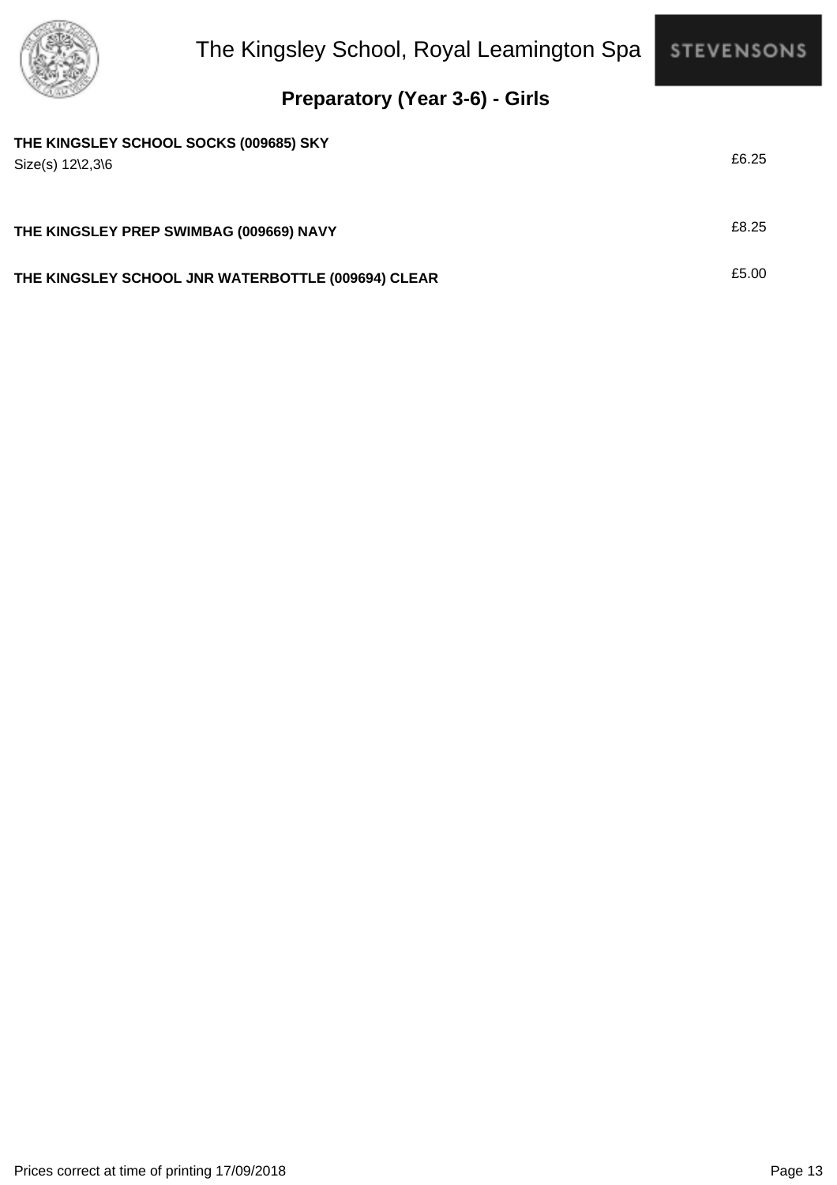## Preparatory (Year 3-6) - Girls

**THE KINGSLEY SCHOOL SOCKS (009685) SKY**
Size(s) 12\2,3\6

£6.25

**THE KINGSLEY PREP SWIMBAG (009669) NAVY**

£8.25

**THE KINGSLEY SCHOOL JNR WATERBOTTLE (009694) CLEAR**

£5.00

Prices correct at time of printing 17/09/2018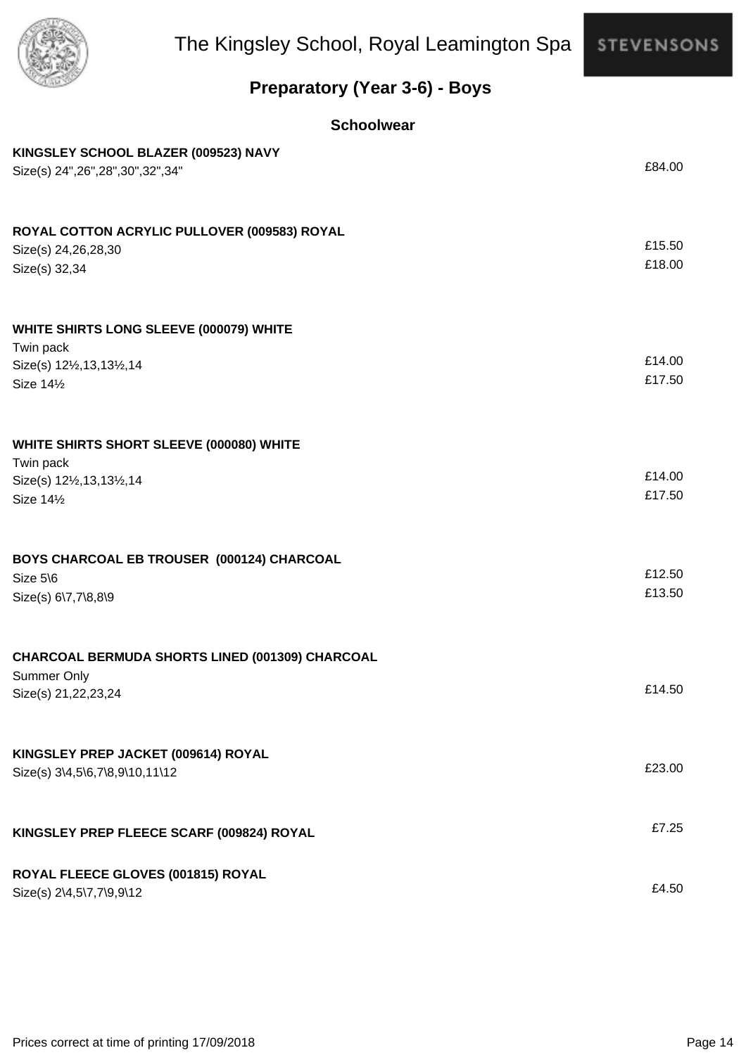# The Kingsley School, Royal Leamington Spa

## Preparatory (Year 3-6) - Boys

### Schoolwear

**KINGSLEY SCHOOL BLAZER (009523) NAVY**
Size(s) 24",26",28",30",32",34" — £84.00

**ROYAL COTTON ACRYLIC PULLOVER (009583) ROYAL**
Size(s) 24,26,28,30 — £15.50
Size(s) 32,34 — £18.00

**WHITE SHIRTS LONG SLEEVE (000079) WHITE**
Twin pack
Size(s) 12½,13,13½,14 — £14.00
Size 14½ — £17.50

**WHITE SHIRTS SHORT SLEEVE (000080) WHITE**
Twin pack
Size(s) 12½,13,13½,14 — £14.00
Size 14½ — £17.50

**BOYS CHARCOAL EB TROUSER (000124) CHARCOAL**
Size 5\6 — £12.50
Size(s) 6\7,7\8,8\9 — £13.50

**CHARCOAL BERMUDA SHORTS LINED (001309) CHARCOAL**
Summer Only
Size(s) 21,22,23,24 — £14.50

**KINGSLEY PREP JACKET (009614) ROYAL**
Size(s) 3\4,5\6,7\8,9\10,11\12 — £23.00

**KINGSLEY PREP FLEECE SCARF (009824) ROYAL** — £7.25

**ROYAL FLEECE GLOVES (001815) ROYAL**
Size(s) 2\4,5\7,7\9,9\12 — £4.50

Prices correct at time of printing 17/09/2018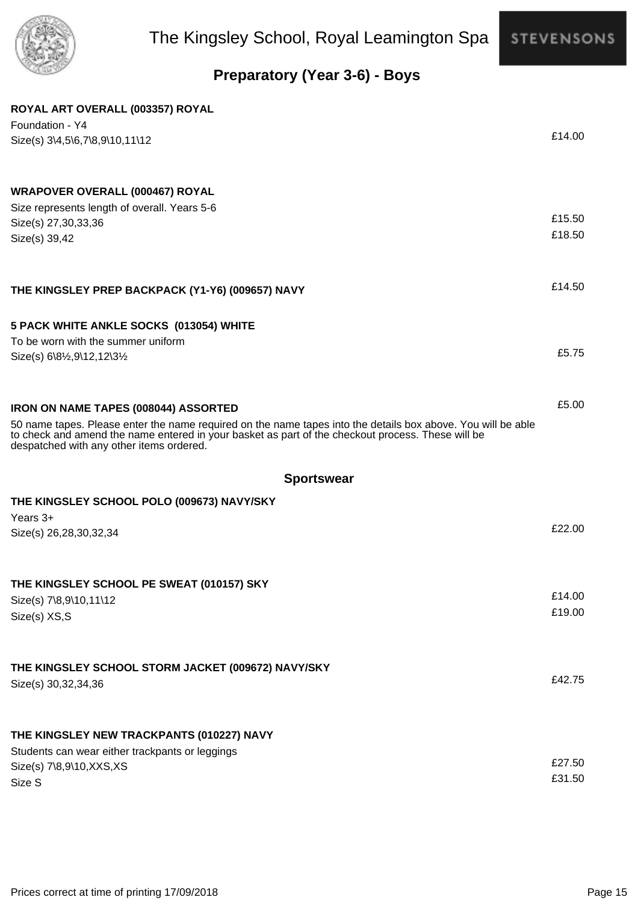# The Kingsley School, Royal Leamington Spa

## Preparatory (Year 3-6) - Boys

**ROYAL ART OVERALL (003357) ROYAL**

Foundation - Y4

Size(s) 3\4,5\6,7\8,9\10,11\12 — £14.00

**WRAPOVER OVERALL (000467) ROYAL**

Size represents length of overall. Years 5-6

Size(s) 27,30,33,36 — £15.50

Size(s) 39,42 — £18.50

**THE KINGSLEY PREP BACKPACK (Y1-Y6) (009657) NAVY** — £14.50

**5 PACK WHITE ANKLE SOCKS (013054) WHITE**

To be worn with the summer uniform

Size(s) 6\8½,9\12,12\3½ — £5.75

**IRON ON NAME TAPES (008044) ASSORTED** — £5.00

50 name tapes. Please enter the name required on the name tapes into the details box above. You will be able to check and amend the name entered in your basket as part of the checkout process. These will be despatched with any other items ordered.

### Sportswear

**THE KINGSLEY SCHOOL POLO (009673) NAVY/SKY**

Years 3+

Size(s) 26,28,30,32,34 — £22.00

**THE KINGSLEY SCHOOL PE SWEAT (010157) SKY**

Size(s) 7\8,9\10,11\12 — £14.00

Size(s) XS,S — £19.00

**THE KINGSLEY SCHOOL STORM JACKET (009672) NAVY/SKY**

Size(s) 30,32,34,36 — £42.75

**THE KINGSLEY NEW TRACKPANTS (010227) NAVY**

Students can wear either trackpants or leggings

Size(s) 7\8,9\10,XXS,XS — £27.50

Size S — £31.50

Prices correct at time of printing 17/09/2018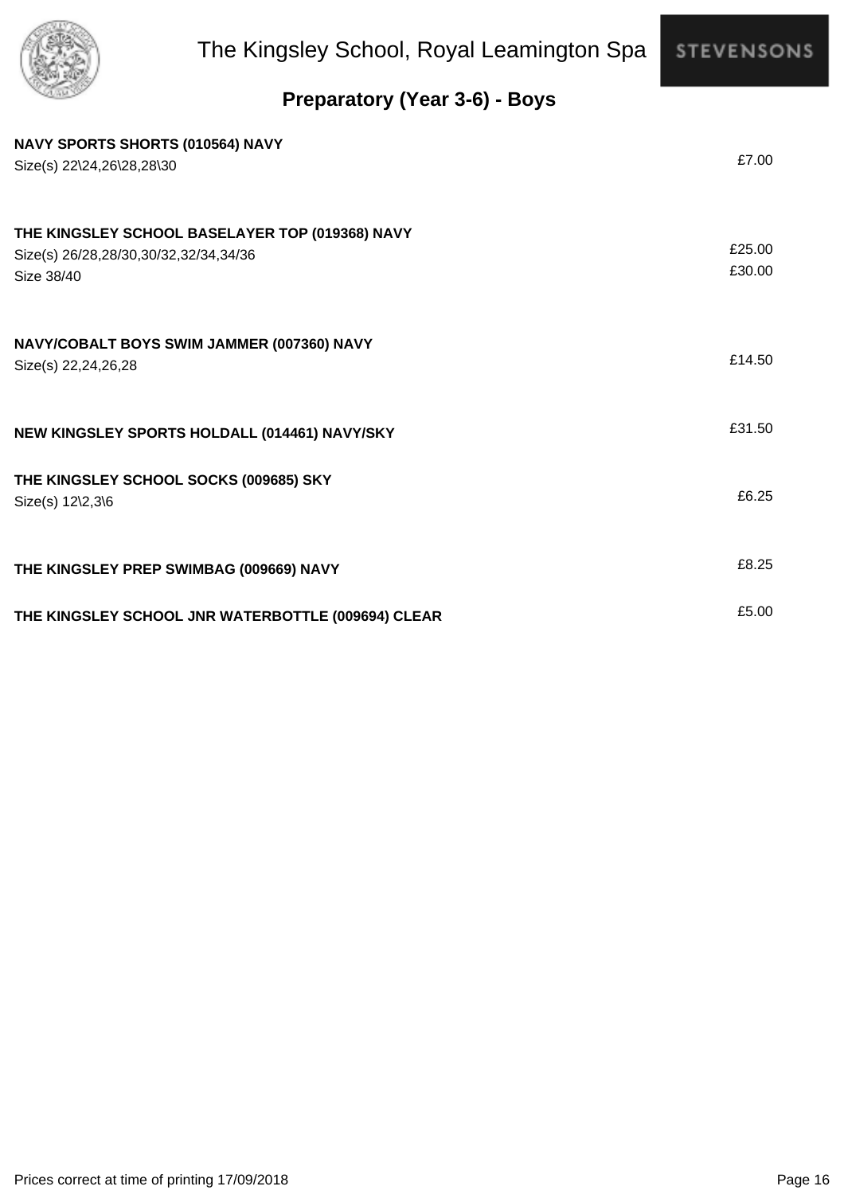# The Kingsley School, Royal Leamington Spa

## Preparatory (Year 3-6) - Boys

**NAVY SPORTS SHORTS (010564) NAVY**
Size(s) 22\24,26\28,28\30 — £7.00

**THE KINGSLEY SCHOOL BASELAYER TOP (019368) NAVY**
Size(s) 26/28,28/30,30/32,32/34,34/36 — £25.00
Size 38/40 — £30.00

**NAVY/COBALT BOYS SWIM JAMMER (007360) NAVY**
Size(s) 22,24,26,28 — £14.50

**NEW KINGSLEY SPORTS HOLDALL (014461) NAVY/SKY** — £31.50

**THE KINGSLEY SCHOOL SOCKS (009685) SKY**
Size(s) 12\2,3\6 — £6.25

**THE KINGSLEY PREP SWIMBAG (009669) NAVY** — £8.25

**THE KINGSLEY SCHOOL JNR WATERBOTTLE (009694) CLEAR** — £5.00

Prices correct at time of printing 17/09/2018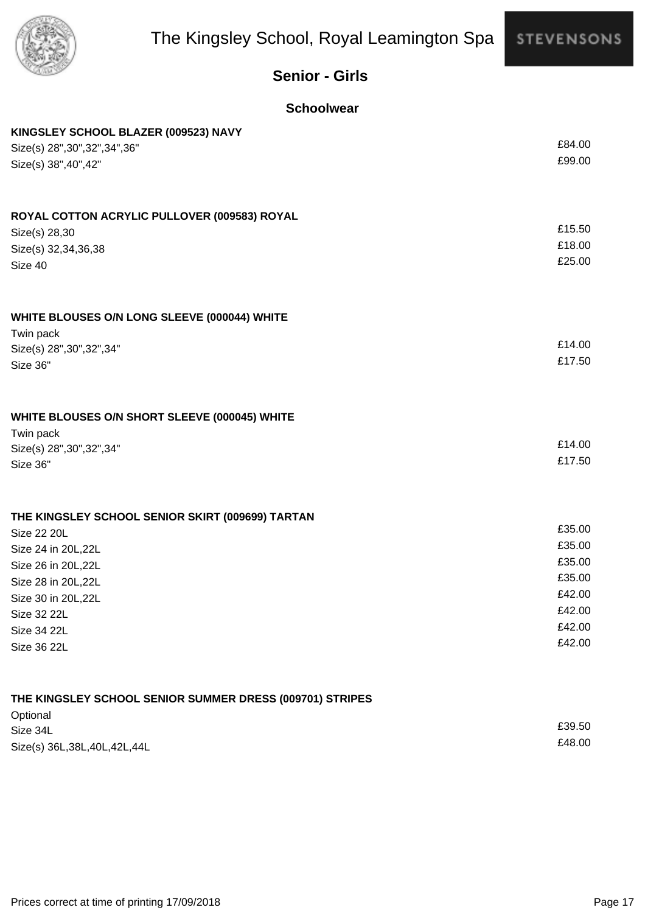# The Kingsley School, Royal Leamington Spa

STEVENSONS

## Senior - Girls

### Schoolwear

**KINGSLEY SCHOOL BLAZER (009523) NAVY**

| | |
|---|---|
| Size(s) 28",30",32",34",36" | £84.00 |
| Size(s) 38",40",42" | £99.00 |

**ROYAL COTTON ACRYLIC PULLOVER (009583) ROYAL**

| | |
|---|---|
| Size(s) 28,30 | £15.50 |
| Size(s) 32,34,36,38 | £18.00 |
| Size 40 | £25.00 |

**WHITE BLOUSES O/N LONG SLEEVE (000044) WHITE**

Twin pack

| | |
|---|---|
| Size(s) 28",30",32",34" | £14.00 |
| Size 36" | £17.50 |

**WHITE BLOUSES O/N SHORT SLEEVE (000045) WHITE**

Twin pack

| | |
|---|---|
| Size(s) 28",30",32",34" | £14.00 |
| Size 36" | £17.50 |

**THE KINGSLEY SCHOOL SENIOR SKIRT (009699) TARTAN**

| | |
|---|---|
| Size 22 20L | £35.00 |
| Size 24 in 20L,22L | £35.00 |
| Size 26 in 20L,22L | £35.00 |
| Size 28 in 20L,22L | £35.00 |
| Size 30 in 20L,22L | £42.00 |
| Size 32 22L | £42.00 |
| Size 34 22L | £42.00 |
| Size 36 22L | £42.00 |

**THE KINGSLEY SCHOOL SENIOR SUMMER DRESS (009701) STRIPES**

Optional

| | |
|---|---|
| Size 34L | £39.50 |
| Size(s) 36L,38L,40L,42L,44L | £48.00 |

Prices correct at time of printing 17/09/2018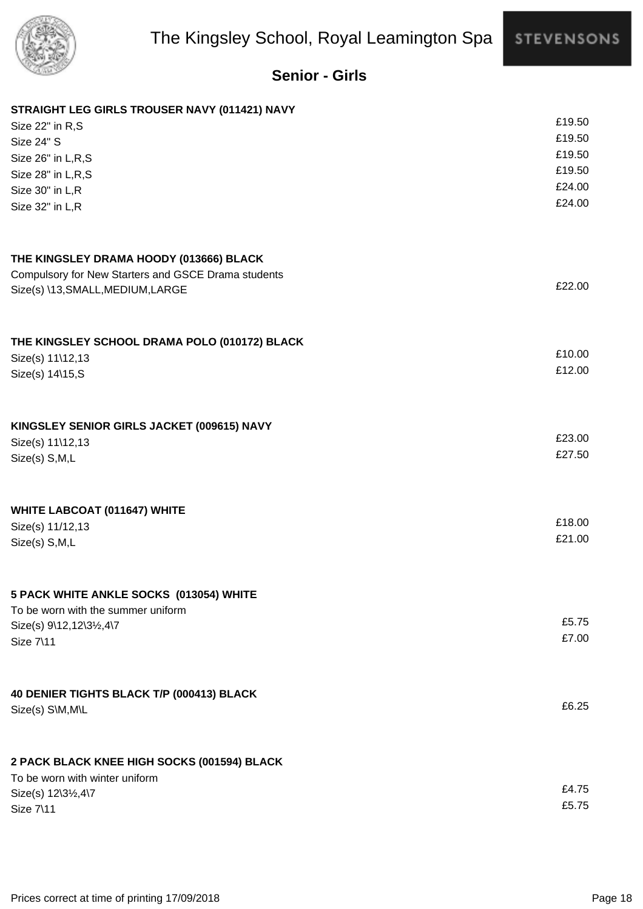# The Kingsley School, Royal Leamington Spa

## Senior - Girls

**STRAIGHT LEG GIRLS TROUSER NAVY (011421) NAVY**

| | |
|---|---|
| Size 22" in R,S | £19.50 |
| Size 24" S | £19.50 |
| Size 26" in L,R,S | £19.50 |
| Size 28" in L,R,S | £19.50 |
| Size 30" in L,R | £24.00 |
| Size 32" in L,R | £24.00 |

**THE KINGSLEY DRAMA HOODY (013666) BLACK**

Compulsory for New Starters and GSCE Drama students

| | |
|---|---|
| Size(s) \13,SMALL,MEDIUM,LARGE | £22.00 |

**THE KINGSLEY SCHOOL DRAMA POLO (010172) BLACK**

| | |
|---|---|
| Size(s) 11\12,13 | £10.00 |
| Size(s) 14\15,S | £12.00 |

**KINGSLEY SENIOR GIRLS JACKET (009615) NAVY**

| | |
|---|---|
| Size(s) 11\12,13 | £23.00 |
| Size(s) S,M,L | £27.50 |

**WHITE LABCOAT (011647) WHITE**

| | |
|---|---|
| Size(s) 11/12,13 | £18.00 |
| Size(s) S,M,L | £21.00 |

**5 PACK WHITE ANKLE SOCKS (013054) WHITE**

To be worn with the summer uniform

| | |
|---|---|
| Size(s) 9\12,12\3½,4\7 | £5.75 |
| Size 7\11 | £7.00 |

**40 DENIER TIGHTS BLACK T/P (000413) BLACK**

| | |
|---|---|
| Size(s) S\M,M\L | £6.25 |

**2 PACK BLACK KNEE HIGH SOCKS (001594) BLACK**

To be worn with winter uniform

| | |
|---|---|
| Size(s) 12\3½,4\7 | £4.75 |
| Size 7\11 | £5.75 |

Prices correct at time of printing 17/09/2018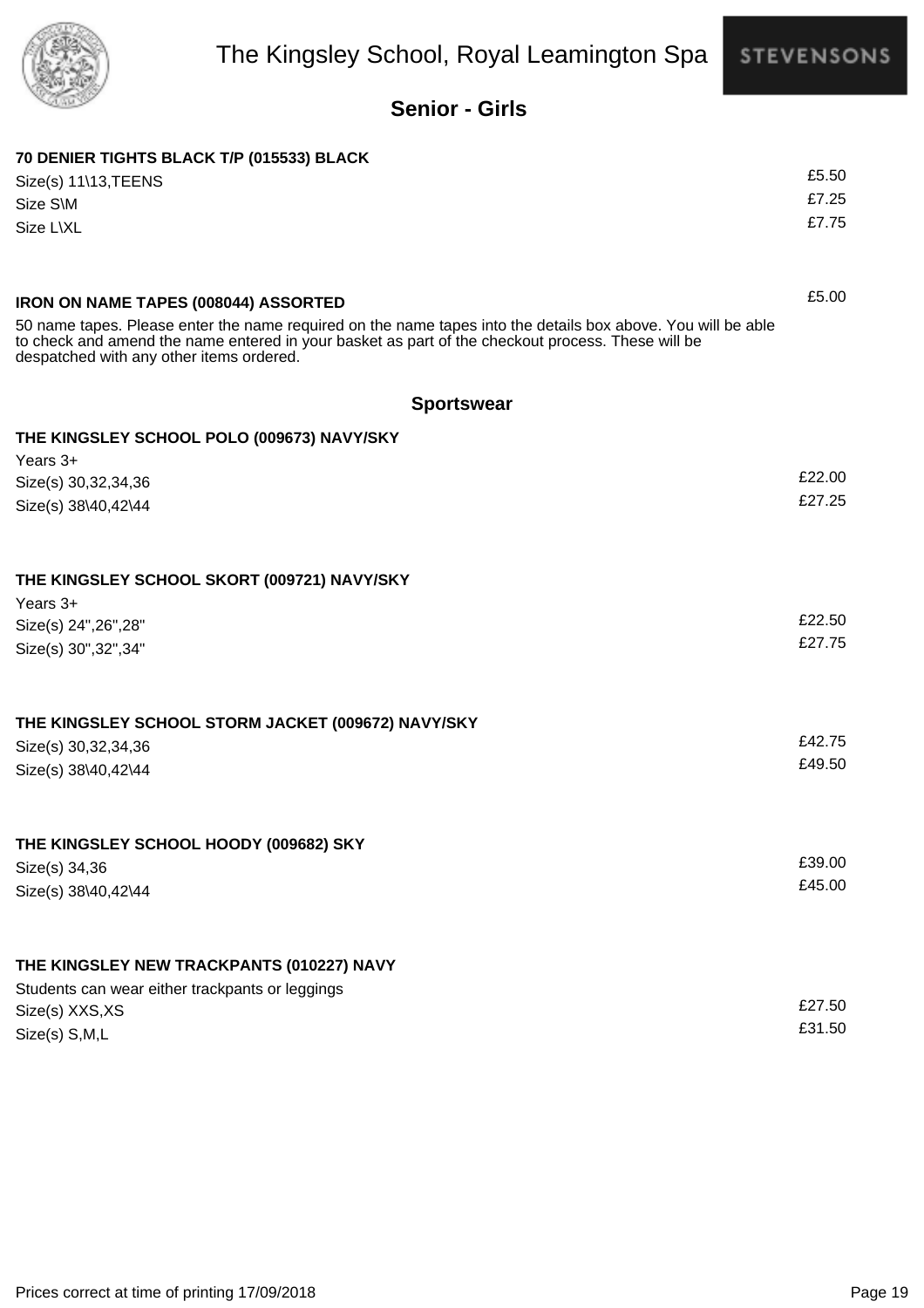# The Kingsley School, Royal Leamington Spa

## Senior - Girls

**70 DENIER TIGHTS BLACK T/P (015533) BLACK**

| | |
|---|---|
| Size(s) 11\13,TEENS | £5.50 |
| Size S\M | £7.25 |
| Size L\XL | £7.75 |

**IRON ON NAME TAPES (008044) ASSORTED** — £5.00

50 name tapes. Please enter the name required on the name tapes into the details box above. You will be able to check and amend the name entered in your basket as part of the checkout process. These will be despatched with any other items ordered.

### Sportswear

**THE KINGSLEY SCHOOL POLO (009673) NAVY/SKY**

Years 3+

| | |
|---|---|
| Size(s) 30,32,34,36 | £22.00 |
| Size(s) 38\40,42\44 | £27.25 |

**THE KINGSLEY SCHOOL SKORT (009721) NAVY/SKY**

Years 3+

| | |
|---|---|
| Size(s) 24",26",28" | £22.50 |
| Size(s) 30",32",34" | £27.75 |

**THE KINGSLEY SCHOOL STORM JACKET (009672) NAVY/SKY**

| | |
|---|---|
| Size(s) 30,32,34,36 | £42.75 |
| Size(s) 38\40,42\44 | £49.50 |

**THE KINGSLEY SCHOOL HOODY (009682) SKY**

| | |
|---|---|
| Size(s) 34,36 | £39.00 |
| Size(s) 38\40,42\44 | £45.00 |

**THE KINGSLEY NEW TRACKPANTS (010227) NAVY**

Students can wear either trackpants or leggings

| | |
|---|---|
| Size(s) XXS,XS | £27.50 |
| Size(s) S,M,L | £31.50 |

Prices correct at time of printing 17/09/2018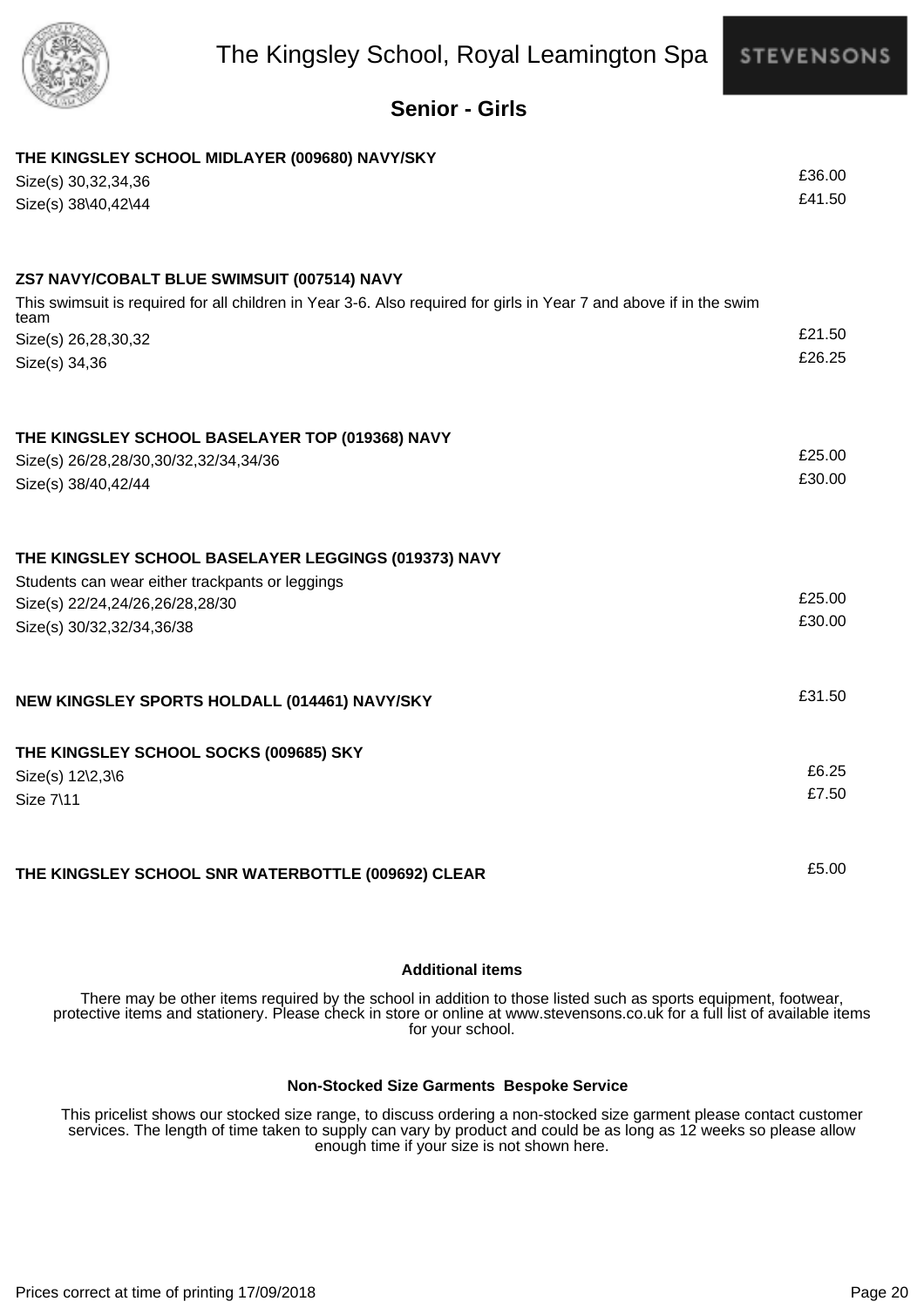# The Kingsley School, Royal Leamington Spa

STEVENSONS

## Senior - Girls

**THE KINGSLEY SCHOOL MIDLAYER (009680) NAVY/SKY**

| | |
|---|---|
| Size(s) 30,32,34,36 | £36.00 |
| Size(s) 38\40,42\44 | £41.50 |

**ZS7 NAVY/COBALT BLUE SWIMSUIT (007514) NAVY**

This swimsuit is required for all children in Year 3-6. Also required for girls in Year 7 and above if in the swim team

| | |
|---|---|
| Size(s) 26,28,30,32 | £21.50 |
| Size(s) 34,36 | £26.25 |

**THE KINGSLEY SCHOOL BASELAYER TOP (019368) NAVY**

| | |
|---|---|
| Size(s) 26/28,28/30,30/32,32/34,34/36 | £25.00 |
| Size(s) 38/40,42/44 | £30.00 |

**THE KINGSLEY SCHOOL BASELAYER LEGGINGS (019373) NAVY**

Students can wear either trackpants or leggings

| | |
|---|---|
| Size(s) 22/24,24/26,26/28,28/30 | £25.00 |
| Size(s) 30/32,32/34,36/38 | £30.00 |

**NEW KINGSLEY SPORTS HOLDALL (014461) NAVY/SKY** £31.50

**THE KINGSLEY SCHOOL SOCKS (009685) SKY**

| | |
|---|---|
| Size(s) 12\2,3\6 | £6.25 |
| Size 7\11 | £7.50 |

**THE KINGSLEY SCHOOL SNR WATERBOTTLE (009692) CLEAR** £5.00

**Additional items**

There may be other items required by the school in addition to those listed such as sports equipment, footwear, protective items and stationery. Please check in store or online at www.stevensons.co.uk for a full list of available items for your school.

**Non-Stocked Size Garments Bespoke Service**

This pricelist shows our stocked size range, to discuss ordering a non-stocked size garment please contact customer services. The length of time taken to supply can vary by product and could be as long as 12 weeks so please allow enough time if your size is not shown here.

Prices correct at time of printing 17/09/2018